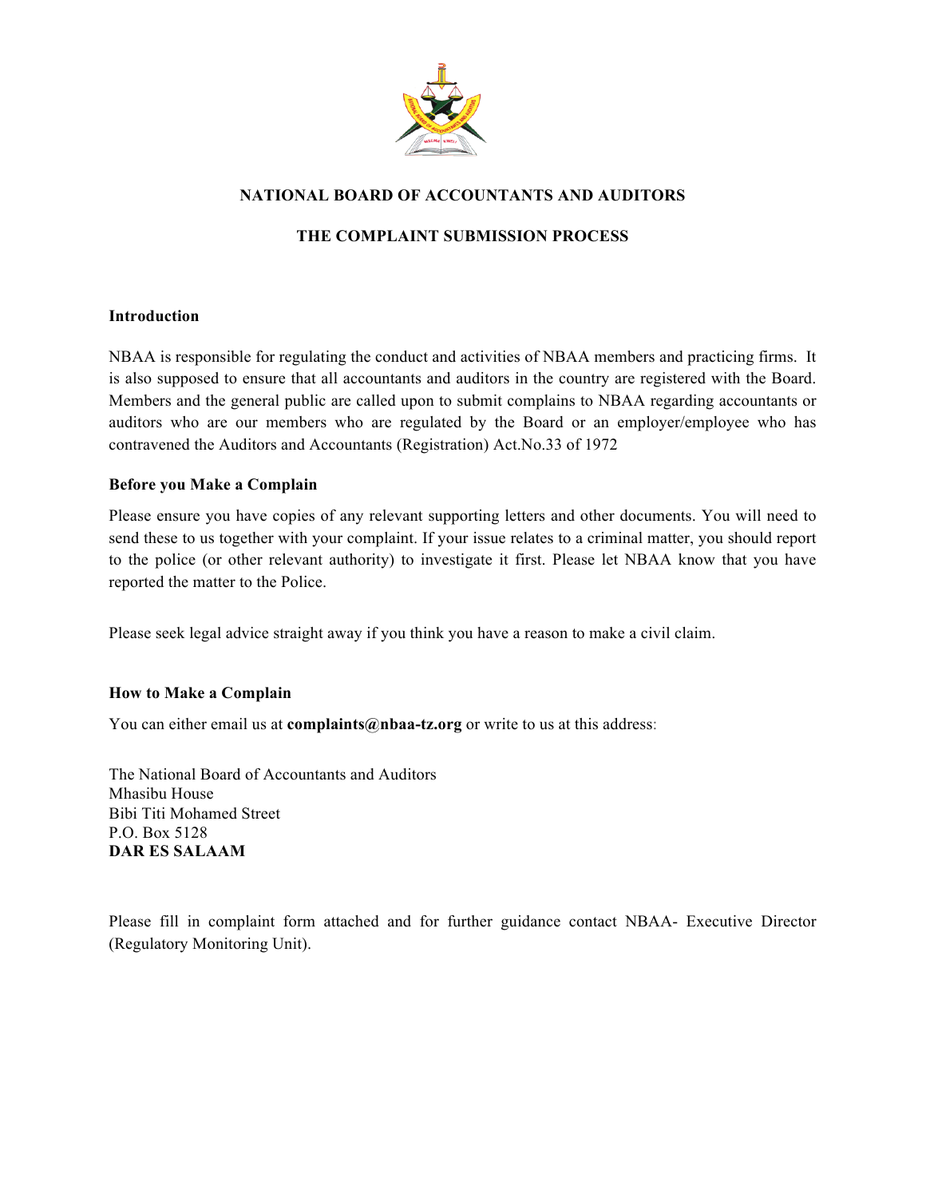# NATIONAL BOARD OF ACCOUNTANTS AND AUDITORS

## THE COMPLAINT SUBMISSION PROCESS

### Introduction

NBAA is responsible for regulating the conduct and activities of NBAA members and practicing firms. It is also supposed to ensure that all accountants and auditors in the country are registered with the Board. Members and the general public are called upon to submit complains to NBAA regarding accountants or auditors who are our members who are regulated by the Board or an employer/employee who has contravened the Auditors and Accountants (Registration) Act.No.33 of 1972

### Before you Make a Complain

Please ensure you have copies of any relevant supporting letters and other documents. You will need to send these to us together with your complaint. If your issue relates to a criminal matter, you should report to the police (or other relevant authority) to investigate it first. Please let NBAA know that you have reported the matter to the Police.

Please seek legal advice straight away if you think you have a reason to make a civil claim.

### How to Make a Complain

You can either email us at **complaints@nbaa-tz.org** or write to us at this address:

The National Board of Accountants and Auditors
Mhasibu House
Bibi Titi Mohamed Street
P.O. Box 5128
**DAR ES SALAAM**

Please fill in complaint form attached and for further guidance contact NBAA- Executive Director (Regulatory Monitoring Unit).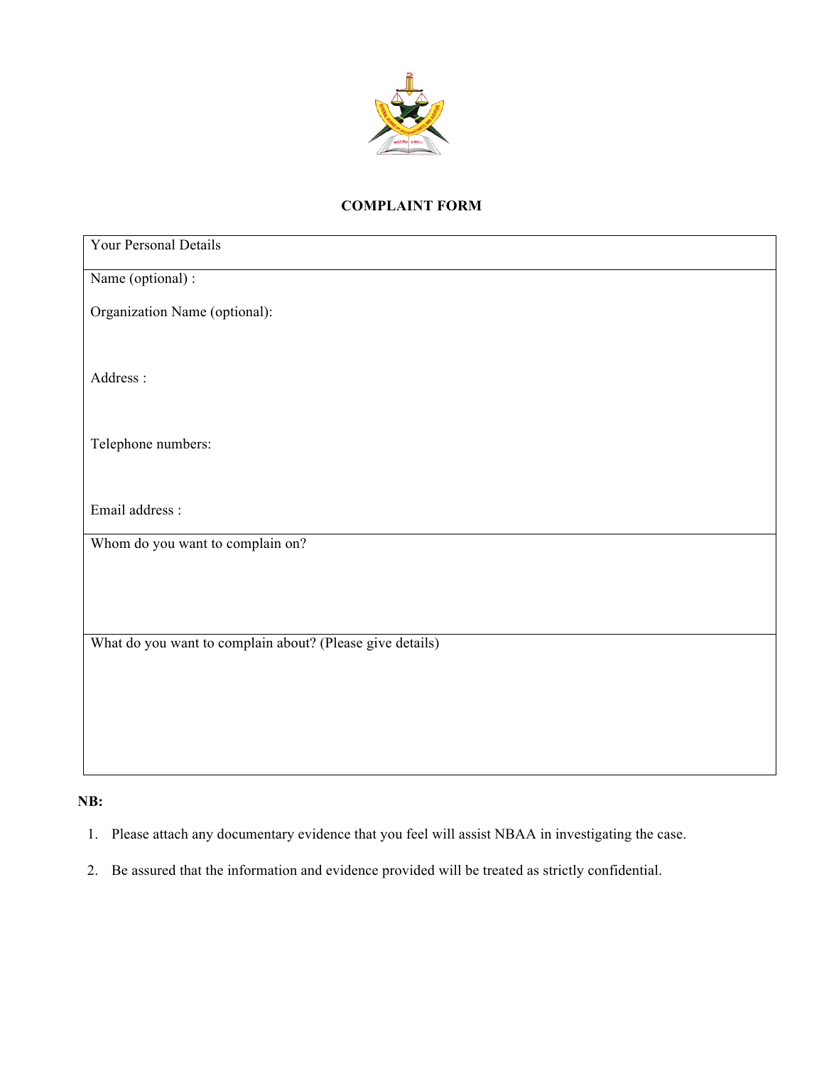**COMPLAINT FORM**

| Your Personal Details |
| --- |
| Name (optional) :<br><br>Organization Name (optional):<br><br><br>Address :<br><br><br>Telephone numbers:<br><br><br>Email address : |
| Whom do you want to complain on? |
| What do you want to complain about? (Please give details) |

**NB:**

1. Please attach any documentary evidence that you feel will assist NBAA in investigating the case.
2. Be assured that the information and evidence provided will be treated as strictly confidential.